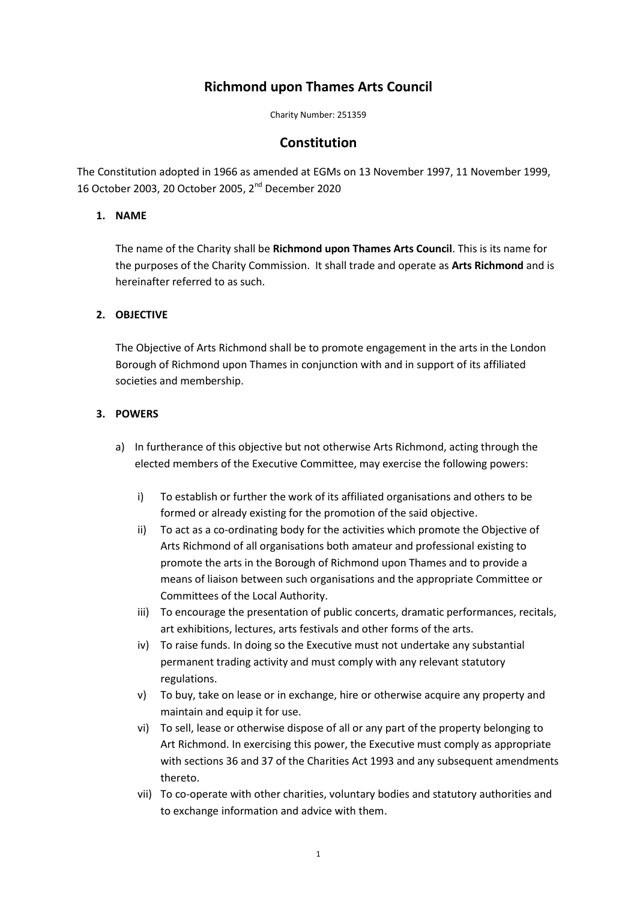# Richmond upon Thames Arts Council

Charity Number: 251359

## Constitution

The Constitution adopted in 1966 as amended at EGMs on 13 November 1997, 11 November 1999, 16 October 2003, 20 October 2005, 2nd December 2020

### 1. NAME

The name of the Charity shall be **Richmond upon Thames Arts Council**. This is its name for the purposes of the Charity Commission. It shall trade and operate as **Arts Richmond** and is hereinafter referred to as such.

### 2. OBJECTIVE

The Objective of Arts Richmond shall be to promote engagement in the arts in the London Borough of Richmond upon Thames in conjunction with and in support of its affiliated societies and membership.

### 3. POWERS

a) In furtherance of this objective but not otherwise Arts Richmond, acting through the elected members of the Executive Committee, may exercise the following powers:

   i) To establish or further the work of its affiliated organisations and others to be formed or already existing for the promotion of the said objective.
   
   ii) To act as a co-ordinating body for the activities which promote the Objective of Arts Richmond of all organisations both amateur and professional existing to promote the arts in the Borough of Richmond upon Thames and to provide a means of liaison between such organisations and the appropriate Committee or Committees of the Local Authority.
   
   iii) To encourage the presentation of public concerts, dramatic performances, recitals, art exhibitions, lectures, arts festivals and other forms of the arts.
   
   iv) To raise funds. In doing so the Executive must not undertake any substantial permanent trading activity and must comply with any relevant statutory regulations.
   
   v) To buy, take on lease or in exchange, hire or otherwise acquire any property and maintain and equip it for use.
   
   vi) To sell, lease or otherwise dispose of all or any part of the property belonging to Art Richmond. In exercising this power, the Executive must comply as appropriate with sections 36 and 37 of the Charities Act 1993 and any subsequent amendments thereto.
   
   vii) To co-operate with other charities, voluntary bodies and statutory authorities and to exchange information and advice with them.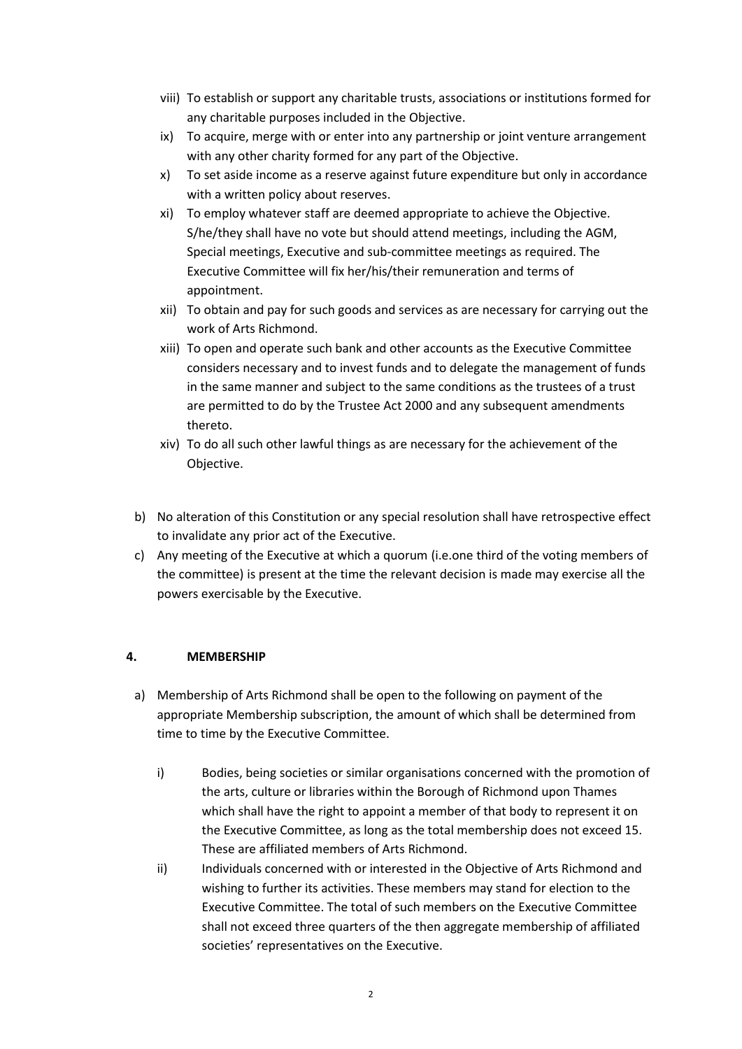viii) To establish or support any charitable trusts, associations or institutions formed for any charitable purposes included in the Objective.

ix) To acquire, merge with or enter into any partnership or joint venture arrangement with any other charity formed for any part of the Objective.

x) To set aside income as a reserve against future expenditure but only in accordance with a written policy about reserves.

xi) To employ whatever staff are deemed appropriate to achieve the Objective. S/he/they shall have no vote but should attend meetings, including the AGM, Special meetings, Executive and sub-committee meetings as required. The Executive Committee will fix her/his/their remuneration and terms of appointment.

xii) To obtain and pay for such goods and services as are necessary for carrying out the work of Arts Richmond.

xiii) To open and operate such bank and other accounts as the Executive Committee considers necessary and to invest funds and to delegate the management of funds in the same manner and subject to the same conditions as the trustees of a trust are permitted to do by the Trustee Act 2000 and any subsequent amendments thereto.

xiv) To do all such other lawful things as are necessary for the achievement of the Objective.

b) No alteration of this Constitution or any special resolution shall have retrospective effect to invalidate any prior act of the Executive.

c) Any meeting of the Executive at which a quorum (i.e.one third of the voting members of the committee) is present at the time the relevant decision is made may exercise all the powers exercisable by the Executive.

## 4. MEMBERSHIP

a) Membership of Arts Richmond shall be open to the following on payment of the appropriate Membership subscription, the amount of which shall be determined from time to time by the Executive Committee.

   i) Bodies, being societies or similar organisations concerned with the promotion of the arts, culture or libraries within the Borough of Richmond upon Thames which shall have the right to appoint a member of that body to represent it on the Executive Committee, as long as the total membership does not exceed 15. These are affiliated members of Arts Richmond.

   ii) Individuals concerned with or interested in the Objective of Arts Richmond and wishing to further its activities. These members may stand for election to the Executive Committee. The total of such members on the Executive Committee shall not exceed three quarters of the then aggregate membership of affiliated societies' representatives on the Executive.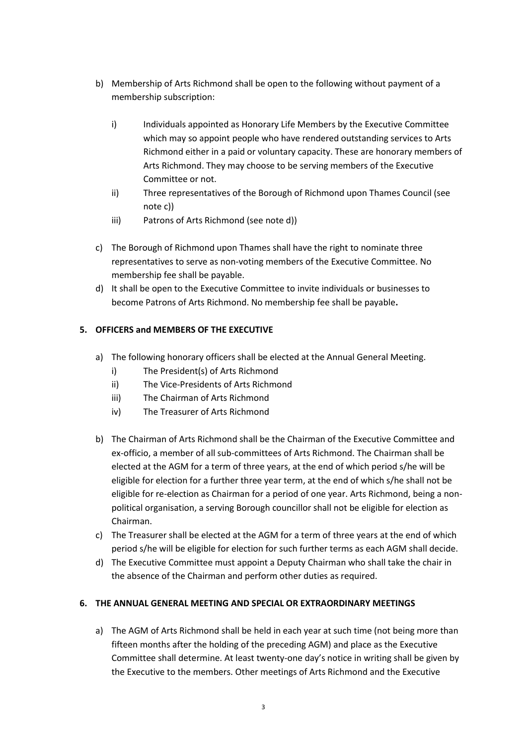b) Membership of Arts Richmond shall be open to the following without payment of a membership subscription:

   i) Individuals appointed as Honorary Life Members by the Executive Committee which may so appoint people who have rendered outstanding services to Arts Richmond either in a paid or voluntary capacity. These are honorary members of Arts Richmond. They may choose to be serving members of the Executive Committee or not.
   ii) Three representatives of the Borough of Richmond upon Thames Council (see note c))
   iii) Patrons of Arts Richmond (see note d))

c) The Borough of Richmond upon Thames shall have the right to nominate three representatives to serve as non-voting members of the Executive Committee. No membership fee shall be payable.

d) It shall be open to the Executive Committee to invite individuals or businesses to become Patrons of Arts Richmond. No membership fee shall be payable**.**

## 5. OFFICERS and MEMBERS OF THE EXECUTIVE

a) The following honorary officers shall be elected at the Annual General Meeting.
   i) The President(s) of Arts Richmond
   ii) The Vice-Presidents of Arts Richmond
   iii) The Chairman of Arts Richmond
   iv) The Treasurer of Arts Richmond

b) The Chairman of Arts Richmond shall be the Chairman of the Executive Committee and ex-officio, a member of all sub-committees of Arts Richmond. The Chairman shall be elected at the AGM for a term of three years, at the end of which period s/he will be eligible for election for a further three year term, at the end of which s/he shall not be eligible for re-election as Chairman for a period of one year. Arts Richmond, being a non-political organisation, a serving Borough councillor shall not be eligible for election as Chairman.

c) The Treasurer shall be elected at the AGM for a term of three years at the end of which period s/he will be eligible for election for such further terms as each AGM shall decide.

d) The Executive Committee must appoint a Deputy Chairman who shall take the chair in the absence of the Chairman and perform other duties as required.

## 6. THE ANNUAL GENERAL MEETING AND SPECIAL OR EXTRAORDINARY MEETINGS

a) The AGM of Arts Richmond shall be held in each year at such time (not being more than fifteen months after the holding of the preceding AGM) and place as the Executive Committee shall determine. At least twenty-one day's notice in writing shall be given by the Executive to the members. Other meetings of Arts Richmond and the Executive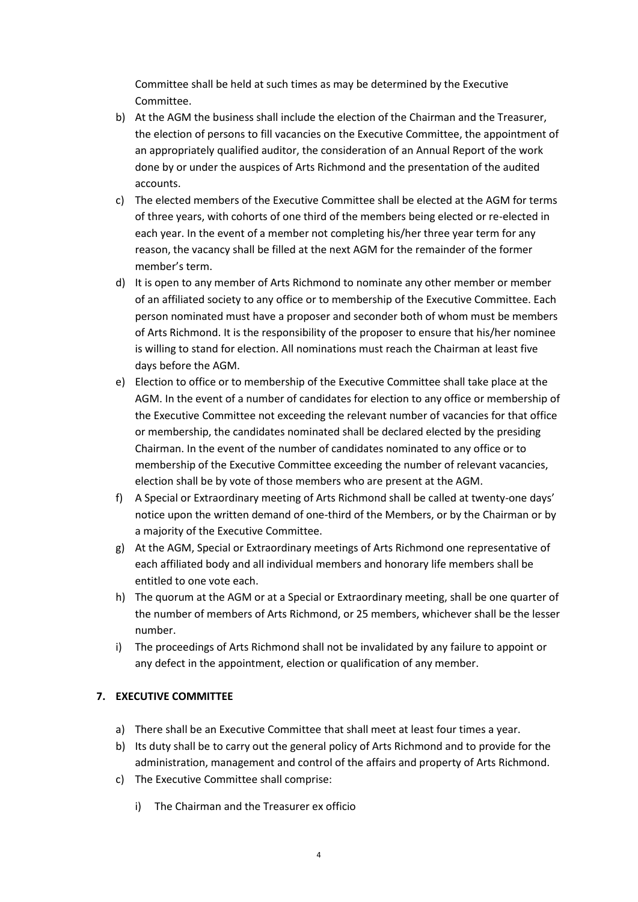Committee shall be held at such times as may be determined by the Executive Committee.

b) At the AGM the business shall include the election of the Chairman and the Treasurer, the election of persons to fill vacancies on the Executive Committee, the appointment of an appropriately qualified auditor, the consideration of an Annual Report of the work done by or under the auspices of Arts Richmond and the presentation of the audited accounts.

c) The elected members of the Executive Committee shall be elected at the AGM for terms of three years, with cohorts of one third of the members being elected or re-elected in each year. In the event of a member not completing his/her three year term for any reason, the vacancy shall be filled at the next AGM for the remainder of the former member's term.

d) It is open to any member of Arts Richmond to nominate any other member or member of an affiliated society to any office or to membership of the Executive Committee. Each person nominated must have a proposer and seconder both of whom must be members of Arts Richmond. It is the responsibility of the proposer to ensure that his/her nominee is willing to stand for election. All nominations must reach the Chairman at least five days before the AGM.

e) Election to office or to membership of the Executive Committee shall take place at the AGM. In the event of a number of candidates for election to any office or membership of the Executive Committee not exceeding the relevant number of vacancies for that office or membership, the candidates nominated shall be declared elected by the presiding Chairman. In the event of the number of candidates nominated to any office or to membership of the Executive Committee exceeding the number of relevant vacancies, election shall be by vote of those members who are present at the AGM.

f) A Special or Extraordinary meeting of Arts Richmond shall be called at twenty-one days' notice upon the written demand of one-third of the Members, or by the Chairman or by a majority of the Executive Committee.

g) At the AGM, Special or Extraordinary meetings of Arts Richmond one representative of each affiliated body and all individual members and honorary life members shall be entitled to one vote each.

h) The quorum at the AGM or at a Special or Extraordinary meeting, shall be one quarter of the number of members of Arts Richmond, or 25 members, whichever shall be the lesser number.

i) The proceedings of Arts Richmond shall not be invalidated by any failure to appoint or any defect in the appointment, election or qualification of any member.

## 7. EXECUTIVE COMMITTEE

a) There shall be an Executive Committee that shall meet at least four times a year.

b) Its duty shall be to carry out the general policy of Arts Richmond and to provide for the administration, management and control of the affairs and property of Arts Richmond.

c) The Executive Committee shall comprise:

    i) The Chairman and the Treasurer ex officio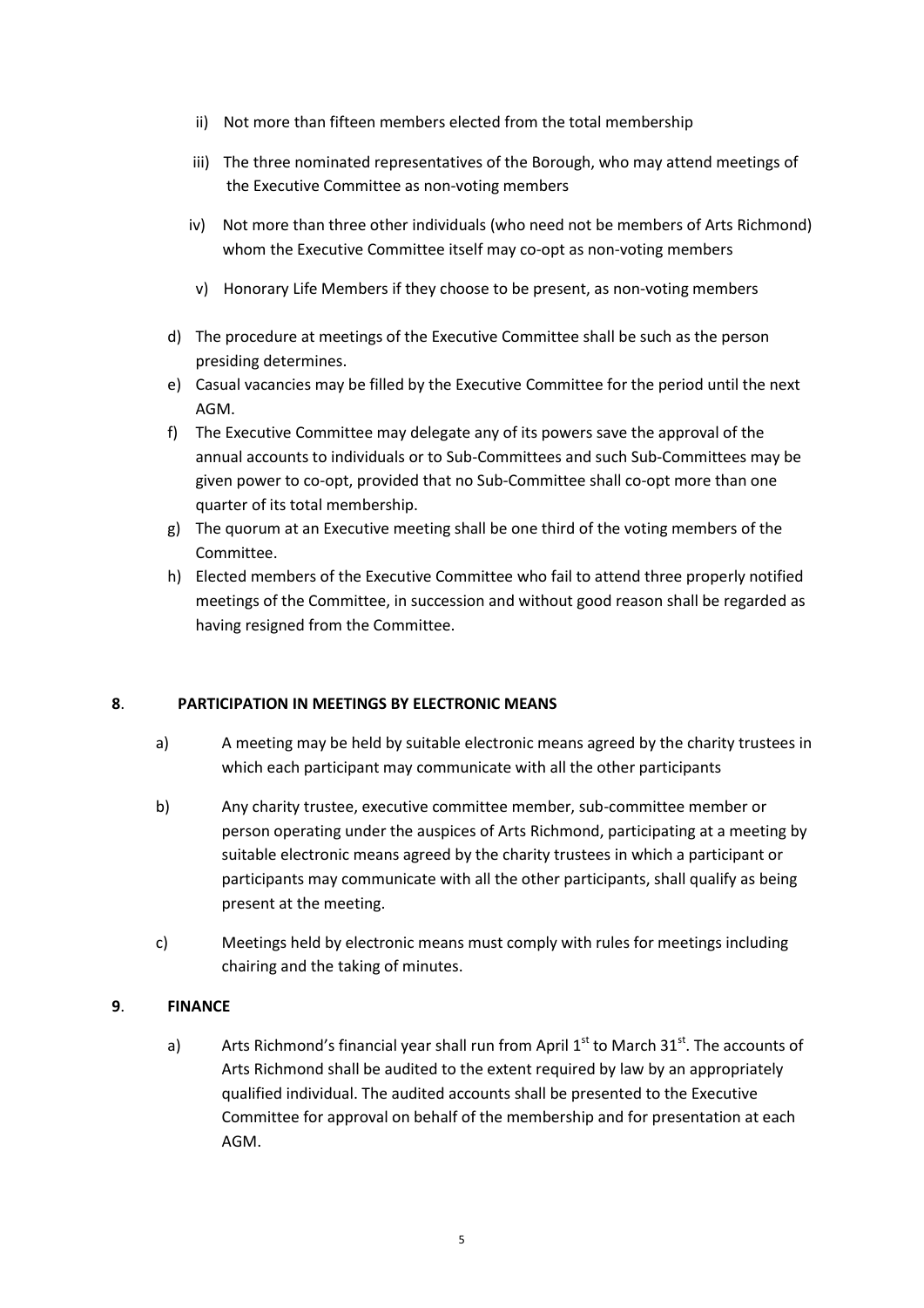ii) Not more than fifteen members elected from the total membership

iii) The three nominated representatives of the Borough, who may attend meetings of the Executive Committee as non-voting members

iv) Not more than three other individuals (who need not be members of Arts Richmond) whom the Executive Committee itself may co-opt as non-voting members

v) Honorary Life Members if they choose to be present, as non-voting members

d) The procedure at meetings of the Executive Committee shall be such as the person presiding determines.

e) Casual vacancies may be filled by the Executive Committee for the period until the next AGM.

f) The Executive Committee may delegate any of its powers save the approval of the annual accounts to individuals or to Sub-Committees and such Sub-Committees may be given power to co-opt, provided that no Sub-Committee shall co-opt more than one quarter of its total membership.

g) The quorum at an Executive meeting shall be one third of the voting members of the Committee.

h) Elected members of the Executive Committee who fail to attend three properly notified meetings of the Committee, in succession and without good reason shall be regarded as having resigned from the Committee.

## 8. PARTICIPATION IN MEETINGS BY ELECTRONIC MEANS

a) A meeting may be held by suitable electronic means agreed by the charity trustees in which each participant may communicate with all the other participants

b) Any charity trustee, executive committee member, sub-committee member or person operating under the auspices of Arts Richmond, participating at a meeting by suitable electronic means agreed by the charity trustees in which a participant or participants may communicate with all the other participants, shall qualify as being present at the meeting.

c) Meetings held by electronic means must comply with rules for meetings including chairing and the taking of minutes.

## 9. FINANCE

a) Arts Richmond's financial year shall run from April 1st to March 31st. The accounts of Arts Richmond shall be audited to the extent required by law by an appropriately qualified individual. The audited accounts shall be presented to the Executive Committee for approval on behalf of the membership and for presentation at each AGM.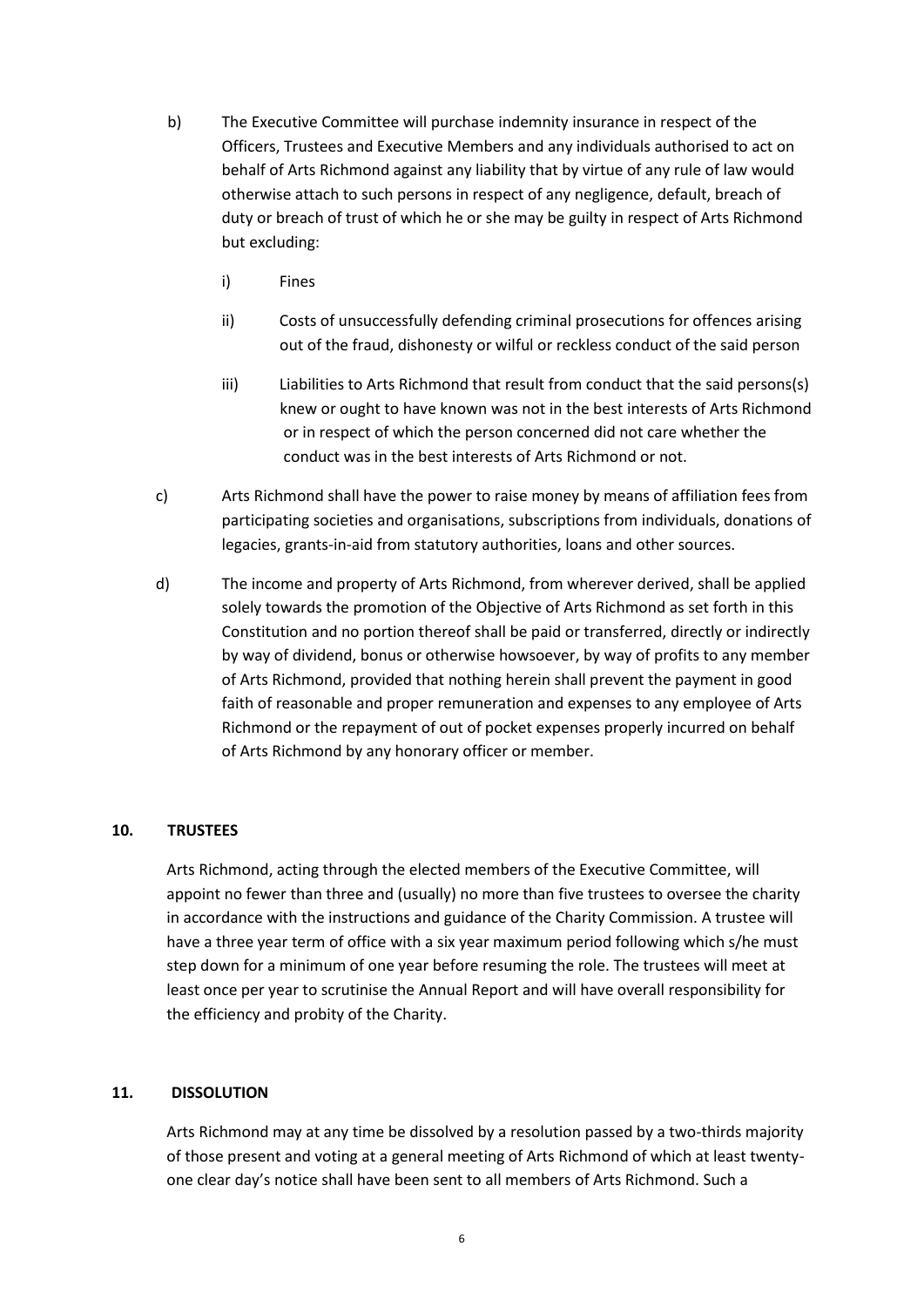b) The Executive Committee will purchase indemnity insurance in respect of the Officers, Trustees and Executive Members and any individuals authorised to act on behalf of Arts Richmond against any liability that by virtue of any rule of law would otherwise attach to such persons in respect of any negligence, default, breach of duty or breach of trust of which he or she may be guilty in respect of Arts Richmond but excluding:

   i) Fines

   ii) Costs of unsuccessfully defending criminal prosecutions for offences arising out of the fraud, dishonesty or wilful or reckless conduct of the said person

   iii) Liabilities to Arts Richmond that result from conduct that the said persons(s) knew or ought to have known was not in the best interests of Arts Richmond or in respect of which the person concerned did not care whether the conduct was in the best interests of Arts Richmond or not.

c) Arts Richmond shall have the power to raise money by means of affiliation fees from participating societies and organisations, subscriptions from individuals, donations of legacies, grants-in-aid from statutory authorities, loans and other sources.

d) The income and property of Arts Richmond, from wherever derived, shall be applied solely towards the promotion of the Objective of Arts Richmond as set forth in this Constitution and no portion thereof shall be paid or transferred, directly or indirectly by way of dividend, bonus or otherwise howsoever, by way of profits to any member of Arts Richmond, provided that nothing herein shall prevent the payment in good faith of reasonable and proper remuneration and expenses to any employee of Arts Richmond or the repayment of out of pocket expenses properly incurred on behalf of Arts Richmond by any honorary officer or member.

## 10. TRUSTEES

Arts Richmond, acting through the elected members of the Executive Committee, will appoint no fewer than three and (usually) no more than five trustees to oversee the charity in accordance with the instructions and guidance of the Charity Commission. A trustee will have a three year term of office with a six year maximum period following which s/he must step down for a minimum of one year before resuming the role. The trustees will meet at least once per year to scrutinise the Annual Report and will have overall responsibility for the efficiency and probity of the Charity.

## 11. DISSOLUTION

Arts Richmond may at any time be dissolved by a resolution passed by a two-thirds majority of those present and voting at a general meeting of Arts Richmond of which at least twenty-one clear day's notice shall have been sent to all members of Arts Richmond. Such a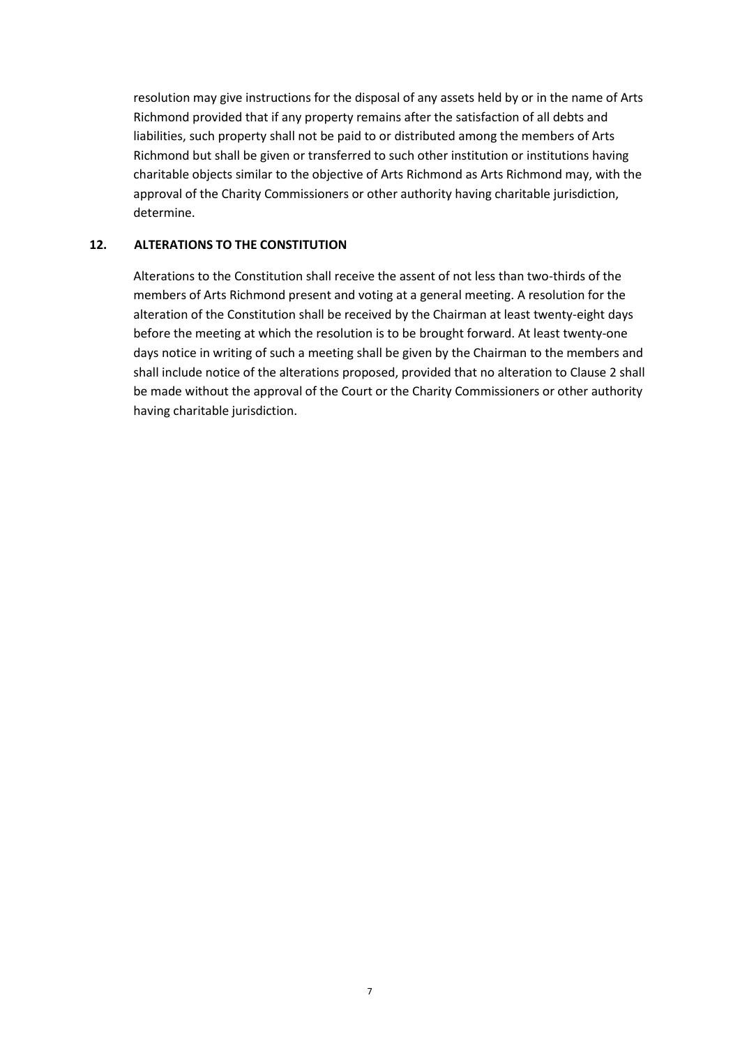resolution may give instructions for the disposal of any assets held by or in the name of Arts Richmond provided that if any property remains after the satisfaction of all debts and liabilities, such property shall not be paid to or distributed among the members of Arts Richmond but shall be given or transferred to such other institution or institutions having charitable objects similar to the objective of Arts Richmond as Arts Richmond may, with the approval of the Charity Commissioners or other authority having charitable jurisdiction, determine.

## 12. ALTERATIONS TO THE CONSTITUTION

Alterations to the Constitution shall receive the assent of not less than two-thirds of the members of Arts Richmond present and voting at a general meeting. A resolution for the alteration of the Constitution shall be received by the Chairman at least twenty-eight days before the meeting at which the resolution is to be brought forward. At least twenty-one days notice in writing of such a meeting shall be given by the Chairman to the members and shall include notice of the alterations proposed, provided that no alteration to Clause 2 shall be made without the approval of the Court or the Charity Commissioners or other authority having charitable jurisdiction.